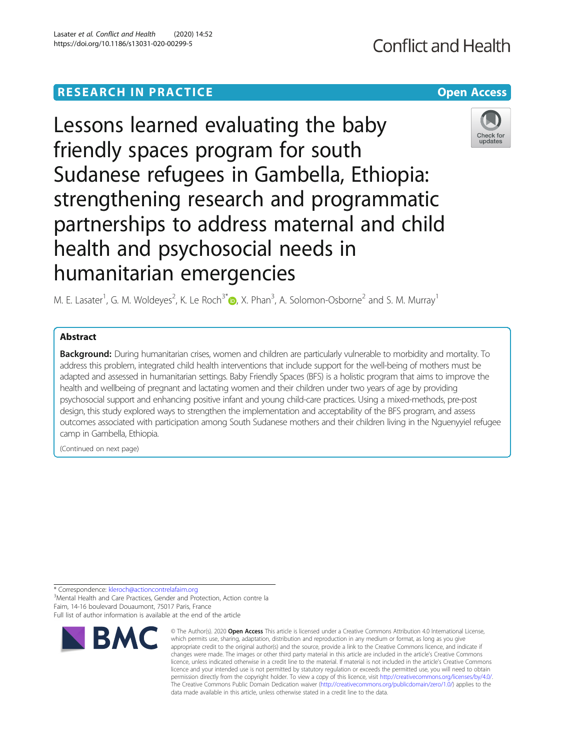RESEARCH IN PRACTICE

Open Access

# Lessons learned evaluating the baby friendly spaces program for south Sudanese refugees in Gambella, Ethiopia: strengthening research and programmatic partnerships to address maternal and child health and psychosocial needs in humanitarian emergencies

M. E. Lasater[1], G. M. Woldeyes[2], K. Le Roch[3*], X. Phan[3], A. Solomon-Osborne[2] and S. M. Murray[1]

## Abstract

**Background:** During humanitarian crises, women and children are particularly vulnerable to morbidity and mortality. To address this problem, integrated child health interventions that include support for the well-being of mothers must be adapted and assessed in humanitarian settings. Baby Friendly Spaces (BFS) is a holistic program that aims to improve the health and wellbeing of pregnant and lactating women and their children under two years of age by providing psychosocial support and enhancing positive infant and young child-care practices. Using a mixed-methods, pre-post design, this study explored ways to strengthen the implementation and acceptability of the BFS program, and assess outcomes associated with participation among South Sudanese mothers and their children living in the Nguenyyiel refugee camp in Gambella, Ethiopia.

(Continued on next page)

* Correspondence: kleroch@actioncontrelafaim.org
[3]Mental Health and Care Practices, Gender and Protection, Action contre la Faim, 14-16 boulevard Douaumont, 75017 Paris, France
Full list of author information is available at the end of the article

© The Author(s). 2020 **Open Access** This article is licensed under a Creative Commons Attribution 4.0 International License, which permits use, sharing, adaptation, distribution and reproduction in any medium or format, as long as you give appropriate credit to the original author(s) and the source, provide a link to the Creative Commons licence, and indicate if changes were made. The images or other third party material in this article are included in the article's Creative Commons licence, unless indicated otherwise in a credit line to the material. If material is not included in the article's Creative Commons licence and your intended use is not permitted by statutory regulation or exceeds the permitted use, you will need to obtain permission directly from the copyright holder. To view a copy of this licence, visit http://creativecommons.org/licenses/by/4.0/. The Creative Commons Public Domain Dedication waiver (http://creativecommons.org/publicdomain/zero/1.0/) applies to the data made available in this article, unless otherwise stated in a credit line to the data.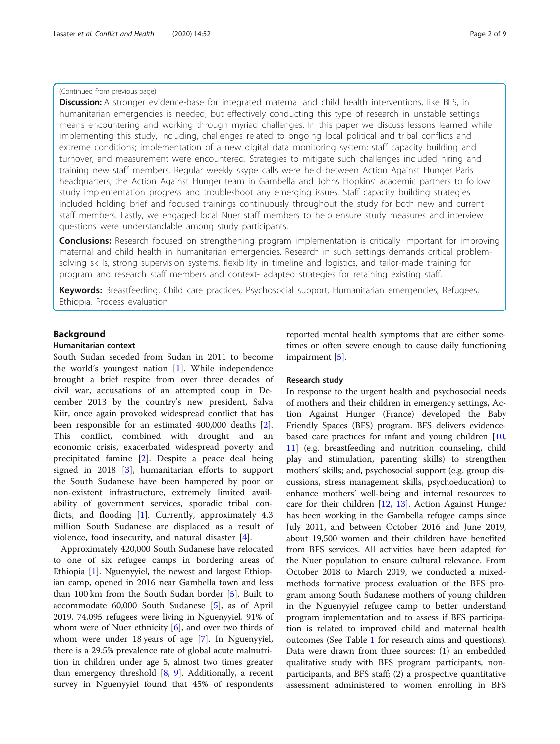(Continued from previous page)

**Discussion:** A stronger evidence-base for integrated maternal and child health interventions, like BFS, in humanitarian emergencies is needed, but effectively conducting this type of research in unstable settings means encountering and working through myriad challenges. In this paper we discuss lessons learned while implementing this study, including, challenges related to ongoing local political and tribal conflicts and extreme conditions; implementation of a new digital data monitoring system; staff capacity building and turnover; and measurement were encountered. Strategies to mitigate such challenges included hiring and training new staff members. Regular weekly skype calls were held between Action Against Hunger Paris headquarters, the Action Against Hunger team in Gambella and Johns Hopkins' academic partners to follow study implementation progress and troubleshoot any emerging issues. Staff capacity building strategies included holding brief and focused trainings continuously throughout the study for both new and current staff members. Lastly, we engaged local Nuer staff members to help ensure study measures and interview questions were understandable among study participants.

**Conclusions:** Research focused on strengthening program implementation is critically important for improving maternal and child health in humanitarian emergencies. Research in such settings demands critical problem-solving skills, strong supervision systems, flexibility in timeline and logistics, and tailor-made training for program and research staff members and context- adapted strategies for retaining existing staff.

**Keywords:** Breastfeeding, Child care practices, Psychosocial support, Humanitarian emergencies, Refugees, Ethiopia, Process evaluation

## Background

### Humanitarian context

South Sudan seceded from Sudan in 2011 to become the world's youngest nation [1]. While independence brought a brief respite from over three decades of civil war, accusations of an attempted coup in December 2013 by the country's new president, Salva Kiir, once again provoked widespread conflict that has been responsible for an estimated 400,000 deaths [2]. This conflict, combined with drought and an economic crisis, exacerbated widespread poverty and precipitated famine [2]. Despite a peace deal being signed in 2018 [3], humanitarian efforts to support the South Sudanese have been hampered by poor or non-existent infrastructure, extremely limited availability of government services, sporadic tribal conflicts, and flooding [1]. Currently, approximately 4.3 million South Sudanese are displaced as a result of violence, food insecurity, and natural disaster [4].

Approximately 420,000 South Sudanese have relocated to one of six refugee camps in bordering areas of Ethiopia [1]. Nguenyyiel, the newest and largest Ethiopian camp, opened in 2016 near Gambella town and less than 100 km from the South Sudan border [5]. Built to accommodate 60,000 South Sudanese [5], as of April 2019, 74,095 refugees were living in Nguenyyiel, 91% of whom were of Nuer ethnicity [6], and over two thirds of whom were under 18 years of age [7]. In Nguenyyiel, there is a 29.5% prevalence rate of global acute malnutrition in children under age 5, almost two times greater than emergency threshold [8, 9]. Additionally, a recent survey in Nguenyyiel found that 45% of respondents reported mental health symptoms that are either sometimes or often severe enough to cause daily functioning impairment [5].

### Research study

In response to the urgent health and psychosocial needs of mothers and their children in emergency settings, Action Against Hunger (France) developed the Baby Friendly Spaces (BFS) program. BFS delivers evidence-based care practices for infant and young children [10, 11] (e.g. breastfeeding and nutrition counseling, child play and stimulation, parenting skills) to strengthen mothers' skills; and, psychosocial support (e.g. group discussions, stress management skills, psychoeducation) to enhance mothers' well-being and internal resources to care for their children [12, 13]. Action Against Hunger has been working in the Gambella refugee camps since July 2011, and between October 2016 and June 2019, about 19,500 women and their children have benefited from BFS services. All activities have been adapted for the Nuer population to ensure cultural relevance. From October 2018 to March 2019, we conducted a mixed-methods formative process evaluation of the BFS program among South Sudanese mothers of young children in the Nguenyyiel refugee camp to better understand program implementation and to assess if BFS participation is related to improved child and maternal health outcomes (See Table 1 for research aims and questions). Data were drawn from three sources: (1) an embedded qualitative study with BFS program participants, non-participants, and BFS staff; (2) a prospective quantitative assessment administered to women enrolling in BFS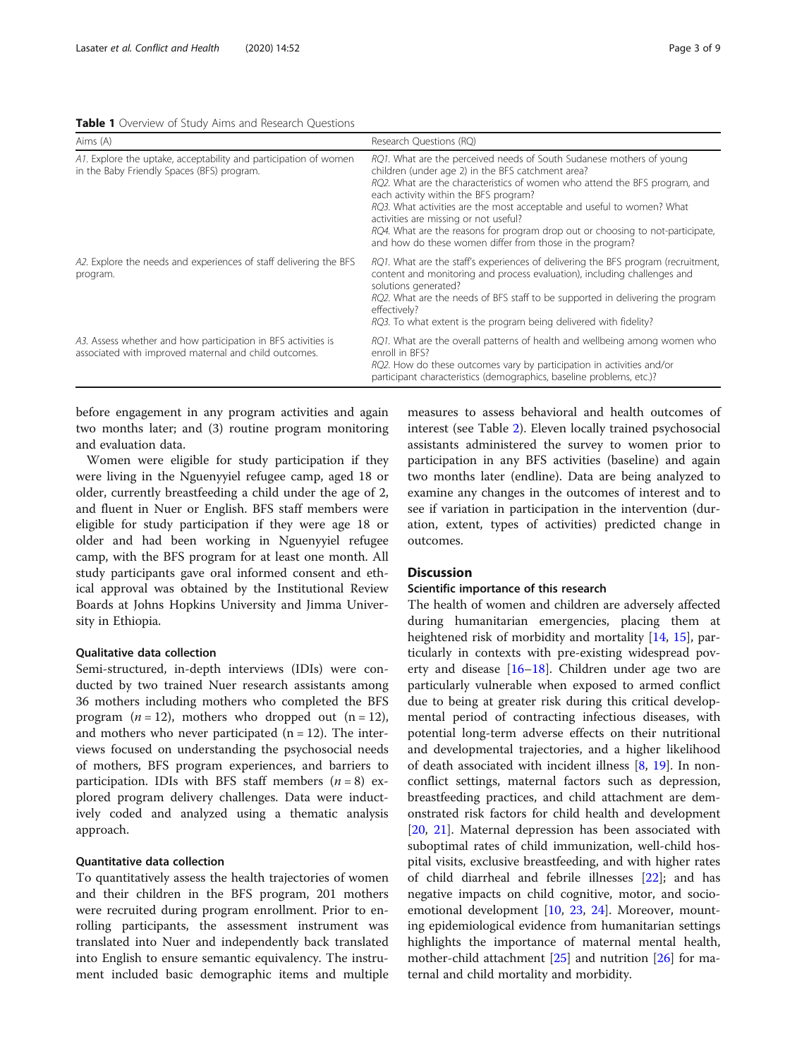**Table 1** Overview of Study Aims and Research Questions

| Aims (A) | Research Questions (RQ) |
| --- | --- |
| *A1.* Explore the uptake, acceptability and participation of women in the Baby Friendly Spaces (BFS) program. | *RQ1.* What are the perceived needs of South Sudanese mothers of young children (under age 2) in the BFS catchment area?<br>*RQ2.* What are the characteristics of women who attend the BFS program, and each activity within the BFS program?<br>*RQ3.* What activities are the most acceptable and useful to women? What activities are missing or not useful?<br>*RQ4.* What are the reasons for program drop out or choosing to not-participate, and how do these women differ from those in the program? |
| *A2.* Explore the needs and experiences of staff delivering the BFS program. | *RQ1.* What are the staff's experiences of delivering the BFS program (recruitment, content and monitoring and process evaluation), including challenges and solutions generated?<br>*RQ2.* What are the needs of BFS staff to be supported in delivering the program effectively?<br>*RQ3.* To what extent is the program being delivered with fidelity? |
| *A3.* Assess whether and how participation in BFS activities is associated with improved maternal and child outcomes. | *RQ1.* What are the overall patterns of health and wellbeing among women who enroll in BFS?<br>*RQ2.* How do these outcomes vary by participation in activities and/or participant characteristics (demographics, baseline problems, etc.)? |

before engagement in any program activities and again two months later; and (3) routine program monitoring and evaluation data.

Women were eligible for study participation if they were living in the Nguenyyiel refugee camp, aged 18 or older, currently breastfeeding a child under the age of 2, and fluent in Nuer or English. BFS staff members were eligible for study participation if they were age 18 or older and had been working in Nguenyyiel refugee camp, with the BFS program for at least one month. All study participants gave oral informed consent and ethical approval was obtained by the Institutional Review Boards at Johns Hopkins University and Jimma University in Ethiopia.

### Qualitative data collection

Semi-structured, in-depth interviews (IDIs) were conducted by two trained Nuer research assistants among 36 mothers including mothers who completed the BFS program ($n = 12$), mothers who dropped out ($n = 12$), and mothers who never participated ($n = 12$). The interviews focused on understanding the psychosocial needs of mothers, BFS program experiences, and barriers to participation. IDIs with BFS staff members ($n = 8$) explored program delivery challenges. Data were inductively coded and analyzed using a thematic analysis approach.

### Quantitative data collection

To quantitatively assess the health trajectories of women and their children in the BFS program, 201 mothers were recruited during program enrollment. Prior to enrolling participants, the assessment instrument was translated into Nuer and independently back translated into English to ensure semantic equivalency. The instrument included basic demographic items and multiple measures to assess behavioral and health outcomes of interest (see Table 2). Eleven locally trained psychosocial assistants administered the survey to women prior to participation in any BFS activities (baseline) and again two months later (endline). Data are being analyzed to examine any changes in the outcomes of interest and to see if variation in participation in the intervention (duration, extent, types of activities) predicted change in outcomes.

## Discussion

### Scientific importance of this research

The health of women and children are adversely affected during humanitarian emergencies, placing them at heightened risk of morbidity and mortality [14, 15], particularly in contexts with pre-existing widespread poverty and disease [16–18]. Children under age two are particularly vulnerable when exposed to armed conflict due to being at greater risk during this critical developmental period of contracting infectious diseases, with potential long-term adverse effects on their nutritional and developmental trajectories, and a higher likelihood of death associated with incident illness [8, 19]. In non-conflict settings, maternal factors such as depression, breastfeeding practices, and child attachment are demonstrated risk factors for child health and development [20, 21]. Maternal depression has been associated with suboptimal rates of child immunization, well-child hospital visits, exclusive breastfeeding, and with higher rates of child diarrheal and febrile illnesses [22]; and has negative impacts on child cognitive, motor, and socio-emotional development [10, 23, 24]. Moreover, mounting epidemiological evidence from humanitarian settings highlights the importance of maternal mental health, mother-child attachment [25] and nutrition [26] for maternal and child mortality and morbidity.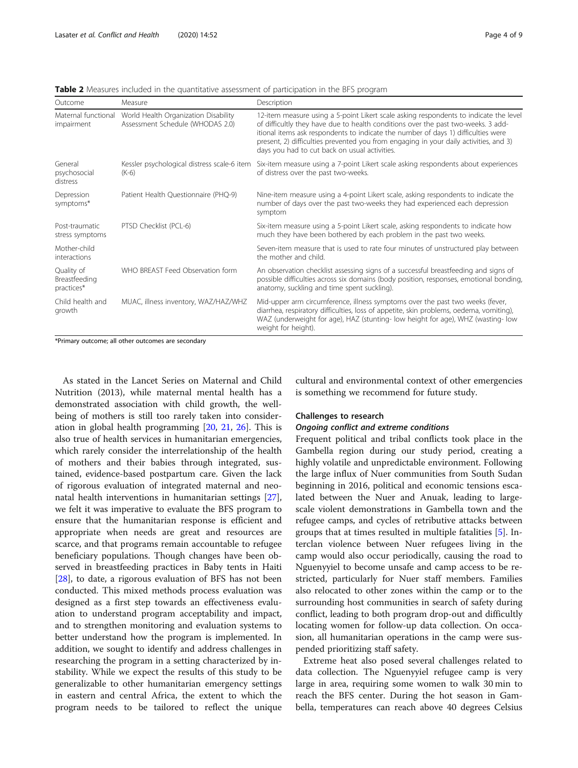**Table 2** Measures included in the quantitative assessment of participation in the BFS program

| Outcome | Measure | Description |
| --- | --- | --- |
| Maternal functional impairment | World Health Organization Disability Assessment Schedule (WHODAS 2.0) | 12-item measure using a 5-point Likert scale asking respondents to indicate the level of difficultly they have due to health conditions over the past two-weeks. 3 additional items ask respondents to indicate the number of days 1) difficulties were present, 2) difficulties prevented you from engaging in your daily activities, and 3) days you had to cut back on usual activities. |
| General psychosocial distress | Kessler psychological distress scale-6 item (K-6) | Six-item measure using a 7-point Likert scale asking respondents about experiences of distress over the past two-weeks. |
| Depression symptoms* | Patient Health Questionnaire (PHQ-9) | Nine-item measure using a 4-point Likert scale, asking respondents to indicate the number of days over the past two-weeks they had experienced each depression symptom |
| Post-traumatic stress symptoms | PTSD Checklist (PCL-6) | Six-item measure using a 5-point Likert scale, asking respondents to indicate how much they have been bothered by each problem in the past two weeks. |
| Mother-child interactions | | Seven-item measure that is used to rate four minutes of unstructured play between the mother and child. |
| Quality of Breastfeeding practices* | WHO BREAST Feed Observation form | An observation checklist assessing signs of a successful breastfeeding and signs of possible difficulties across six domains (body position, responses, emotional bonding, anatomy, suckling and time spent suckling). |
| Child health and growth | MUAC, illness inventory, WAZ/HAZ/WHZ | Mid-upper arm circumference, illness symptoms over the past two weeks (fever, diarrhea, respiratory difficulties, loss of appetite, skin problems, oedema, vomiting), WAZ (underweight for age), HAZ (stunting- low height for age), WHZ (wasting- low weight for height). |

*Primary outcome; all other outcomes are secondary

As stated in the Lancet Series on Maternal and Child Nutrition (2013), while maternal mental health has a demonstrated association with child growth, the wellbeing of mothers is still too rarely taken into consideration in global health programming [20, 21, 26]. This is also true of health services in humanitarian emergencies, which rarely consider the interrelationship of the health of mothers and their babies through integrated, sustained, evidence-based postpartum care. Given the lack of rigorous evaluation of integrated maternal and neonatal health interventions in humanitarian settings [27], we felt it was imperative to evaluate the BFS program to ensure that the humanitarian response is efficient and appropriate when needs are great and resources are scarce, and that programs remain accountable to refugee beneficiary populations. Though changes have been observed in breastfeeding practices in Baby tents in Haiti [28], to date, a rigorous evaluation of BFS has not been conducted. This mixed methods process evaluation was designed as a first step towards an effectiveness evaluation to understand program acceptability and impact, and to strengthen monitoring and evaluation systems to better understand how the program is implemented. In addition, we sought to identify and address challenges in researching the program in a setting characterized by instability. While we expect the results of this study to be generalizable to other humanitarian emergency settings in eastern and central Africa, the extent to which the program needs to be tailored to reflect the unique cultural and environmental context of other emergencies is something we recommend for future study.

## Challenges to research

### *Ongoing conflict and extreme conditions*

Frequent political and tribal conflicts took place in the Gambella region during our study period, creating a highly volatile and unpredictable environment. Following the large influx of Nuer communities from South Sudan beginning in 2016, political and economic tensions escalated between the Nuer and Anuak, leading to large-scale violent demonstrations in Gambella town and the refugee camps, and cycles of retributive attacks between groups that at times resulted in multiple fatalities [5]. Interclan violence between Nuer refugees living in the camp would also occur periodically, causing the road to Nguenyyiel to become unsafe and camp access to be restricted, particularly for Nuer staff members. Families also relocated to other zones within the camp or to the surrounding host communities in search of safety during conflict, leading to both program drop-out and difficultly locating women for follow-up data collection. On occasion, all humanitarian operations in the camp were suspended prioritizing staff safety.

Extreme heat also posed several challenges related to data collection. The Nguenyyiel refugee camp is very large in area, requiring some women to walk 30 min to reach the BFS center. During the hot season in Gambella, temperatures can reach above 40 degrees Celsius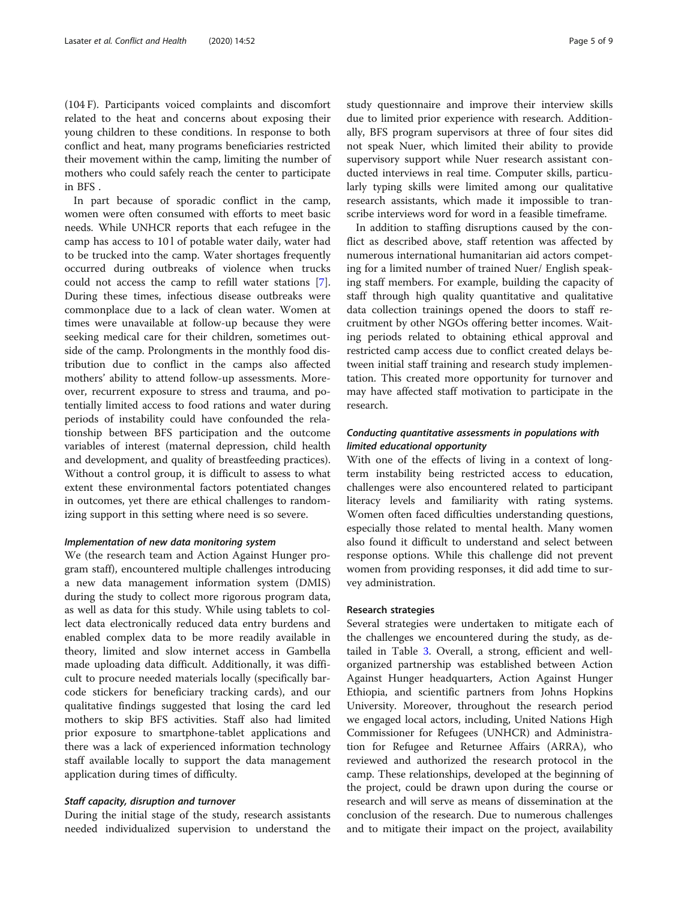(104 F). Participants voiced complaints and discomfort related to the heat and concerns about exposing their young children to these conditions. In response to both conflict and heat, many programs beneficiaries restricted their movement within the camp, limiting the number of mothers who could safely reach the center to participate in BFS .

In part because of sporadic conflict in the camp, women were often consumed with efforts to meet basic needs. While UNHCR reports that each refugee in the camp has access to 10 l of potable water daily, water had to be trucked into the camp. Water shortages frequently occurred during outbreaks of violence when trucks could not access the camp to refill water stations [7]. During these times, infectious disease outbreaks were commonplace due to a lack of clean water. Women at times were unavailable at follow-up because they were seeking medical care for their children, sometimes outside of the camp. Prolongments in the monthly food distribution due to conflict in the camps also affected mothers' ability to attend follow-up assessments. Moreover, recurrent exposure to stress and trauma, and potentially limited access to food rations and water during periods of instability could have confounded the relationship between BFS participation and the outcome variables of interest (maternal depression, child health and development, and quality of breastfeeding practices). Without a control group, it is difficult to assess to what extent these environmental factors potentiated changes in outcomes, yet there are ethical challenges to randomizing support in this setting where need is so severe.

#### *Implementation of new data monitoring system*

We (the research team and Action Against Hunger program staff), encountered multiple challenges introducing a new data management information system (DMIS) during the study to collect more rigorous program data, as well as data for this study. While using tablets to collect data electronically reduced data entry burdens and enabled complex data to be more readily available in theory, limited and slow internet access in Gambella made uploading data difficult. Additionally, it was difficult to procure needed materials locally (specifically barcode stickers for beneficiary tracking cards), and our qualitative findings suggested that losing the card led mothers to skip BFS activities. Staff also had limited prior exposure to smartphone-tablet applications and there was a lack of experienced information technology staff available locally to support the data management application during times of difficulty.

#### *Staff capacity, disruption and turnover*

During the initial stage of the study, research assistants needed individualized supervision to understand the study questionnaire and improve their interview skills due to limited prior experience with research. Additionally, BFS program supervisors at three of four sites did not speak Nuer, which limited their ability to provide supervisory support while Nuer research assistant conducted interviews in real time. Computer skills, particularly typing skills were limited among our qualitative research assistants, which made it impossible to transcribe interviews word for word in a feasible timeframe.

In addition to staffing disruptions caused by the conflict as described above, staff retention was affected by numerous international humanitarian aid actors competing for a limited number of trained Nuer/ English speaking staff members. For example, building the capacity of staff through high quality quantitative and qualitative data collection trainings opened the doors to staff recruitment by other NGOs offering better incomes. Waiting periods related to obtaining ethical approval and restricted camp access due to conflict created delays between initial staff training and research study implementation. This created more opportunity for turnover and may have affected staff motivation to participate in the research.

#### *Conducting quantitative assessments in populations with limited educational opportunity*

With one of the effects of living in a context of long-term instability being restricted access to education, challenges were also encountered related to participant literacy levels and familiarity with rating systems. Women often faced difficulties understanding questions, especially those related to mental health. Many women also found it difficult to understand and select between response options. While this challenge did not prevent women from providing responses, it did add time to survey administration.

### Research strategies

Several strategies were undertaken to mitigate each of the challenges we encountered during the study, as detailed in Table 3. Overall, a strong, efficient and well-organized partnership was established between Action Against Hunger headquarters, Action Against Hunger Ethiopia, and scientific partners from Johns Hopkins University. Moreover, throughout the research period we engaged local actors, including, United Nations High Commissioner for Refugees (UNHCR) and Administration for Refugee and Returnee Affairs (ARRA), who reviewed and authorized the research protocol in the camp. These relationships, developed at the beginning of the project, could be drawn upon during the course or research and will serve as means of dissemination at the conclusion of the research. Due to numerous challenges and to mitigate their impact on the project, availability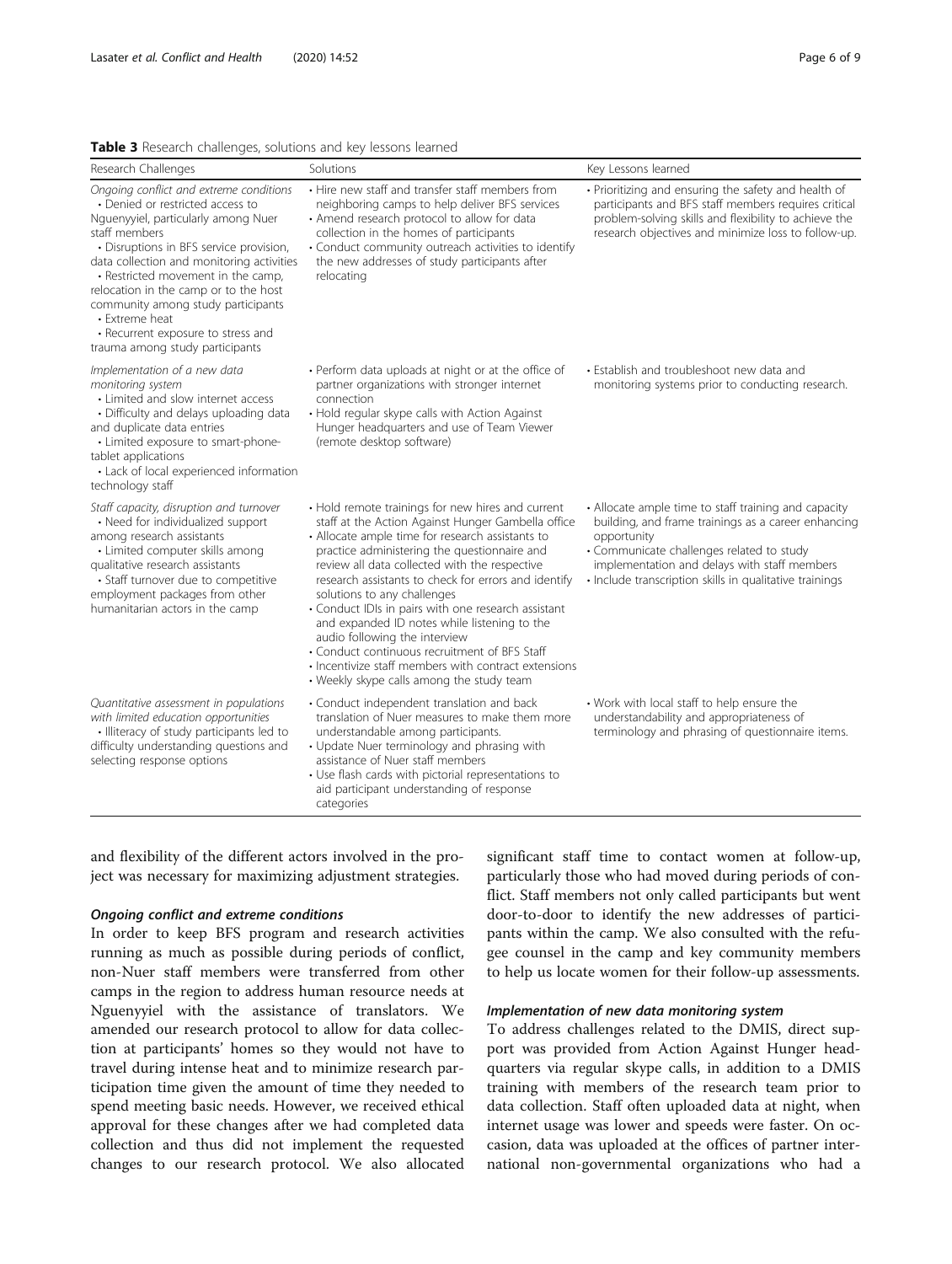**Table 3** Research challenges, solutions and key lessons learned

| Research Challenges | Solutions | Key Lessons learned |
|---|---|---|
| *Ongoing conflict and extreme conditions*<br>• Denied or restricted access to Nguenyyiel, particularly among Nuer staff members<br>• Disruptions in BFS service provision, data collection and monitoring activities<br>• Restricted movement in the camp, relocation in the camp or to the host community among study participants<br>• Extreme heat<br>• Recurrent exposure to stress and trauma among study participants | • Hire new staff and transfer staff members from neighboring camps to help deliver BFS services<br>• Amend research protocol to allow for data collection in the homes of participants<br>• Conduct community outreach activities to identify the new addresses of study participants after relocating | • Prioritizing and ensuring the safety and health of participants and BFS staff members requires critical problem-solving skills and flexibility to achieve the research objectives and minimize loss to follow-up. |
| *Implementation of a new data monitoring system*<br>• Limited and slow internet access<br>• Difficulty and delays uploading data and duplicate data entries<br>• Limited exposure to smart-phone-tablet applications<br>• Lack of local experienced information technology staff | • Perform data uploads at night or at the office of partner organizations with stronger internet connection<br>• Hold regular skype calls with Action Against Hunger headquarters and use of Team Viewer (remote desktop software) | • Establish and troubleshoot new data and monitoring systems prior to conducting research. |
| *Staff capacity, disruption and turnover*<br>• Need for individualized support among research assistants<br>• Limited computer skills among qualitative research assistants<br>• Staff turnover due to competitive employment packages from other humanitarian actors in the camp | • Hold remote trainings for new hires and current staff at the Action Against Hunger Gambella office<br>• Allocate ample time for research assistants to practice administering the questionnaire and review all data collected with the respective research assistants to check for errors and identify solutions to any challenges<br>• Conduct IDIs in pairs with one research assistant and expanded ID notes while listening to the audio following the interview<br>• Conduct continuous recruitment of BFS Staff<br>• Incentivize staff members with contract extensions<br>• Weekly skype calls among the study team | • Allocate ample time to staff training and capacity building, and frame trainings as a career enhancing opportunity<br>• Communicate challenges related to study implementation and delays with staff members<br>• Include transcription skills in qualitative trainings |
| *Quantitative assessment in populations with limited education opportunities*<br>• Illiteracy of study participants led to difficulty understanding questions and selecting response options | • Conduct independent translation and back translation of Nuer measures to make them more understandable among participants.<br>• Update Nuer terminology and phrasing with assistance of Nuer staff members<br>• Use flash cards with pictorial representations to aid participant understanding of response categories | • Work with local staff to help ensure the understandability and appropriateness of terminology and phrasing of questionnaire items. |

and flexibility of the different actors involved in the project was necessary for maximizing adjustment strategies.

#### *Ongoing conflict and extreme conditions*

In order to keep BFS program and research activities running as much as possible during periods of conflict, non-Nuer staff members were transferred from other camps in the region to address human resource needs at Nguenyyiel with the assistance of translators. We amended our research protocol to allow for data collection at participants' homes so they would not have to travel during intense heat and to minimize research participation time given the amount of time they needed to spend meeting basic needs. However, we received ethical approval for these changes after we had completed data collection and thus did not implement the requested changes to our research protocol. We also allocated significant staff time to contact women at follow-up, particularly those who had moved during periods of conflict. Staff members not only called participants but went door-to-door to identify the new addresses of participants within the camp. We also consulted with the refugee counsel in the camp and key community members to help us locate women for their follow-up assessments.

#### *Implementation of new data monitoring system*

To address challenges related to the DMIS, direct support was provided from Action Against Hunger headquarters via regular skype calls, in addition to a DMIS training with members of the research team prior to data collection. Staff often uploaded data at night, when internet usage was lower and speeds were faster. On occasion, data was uploaded at the offices of partner international non-governmental organizations who had a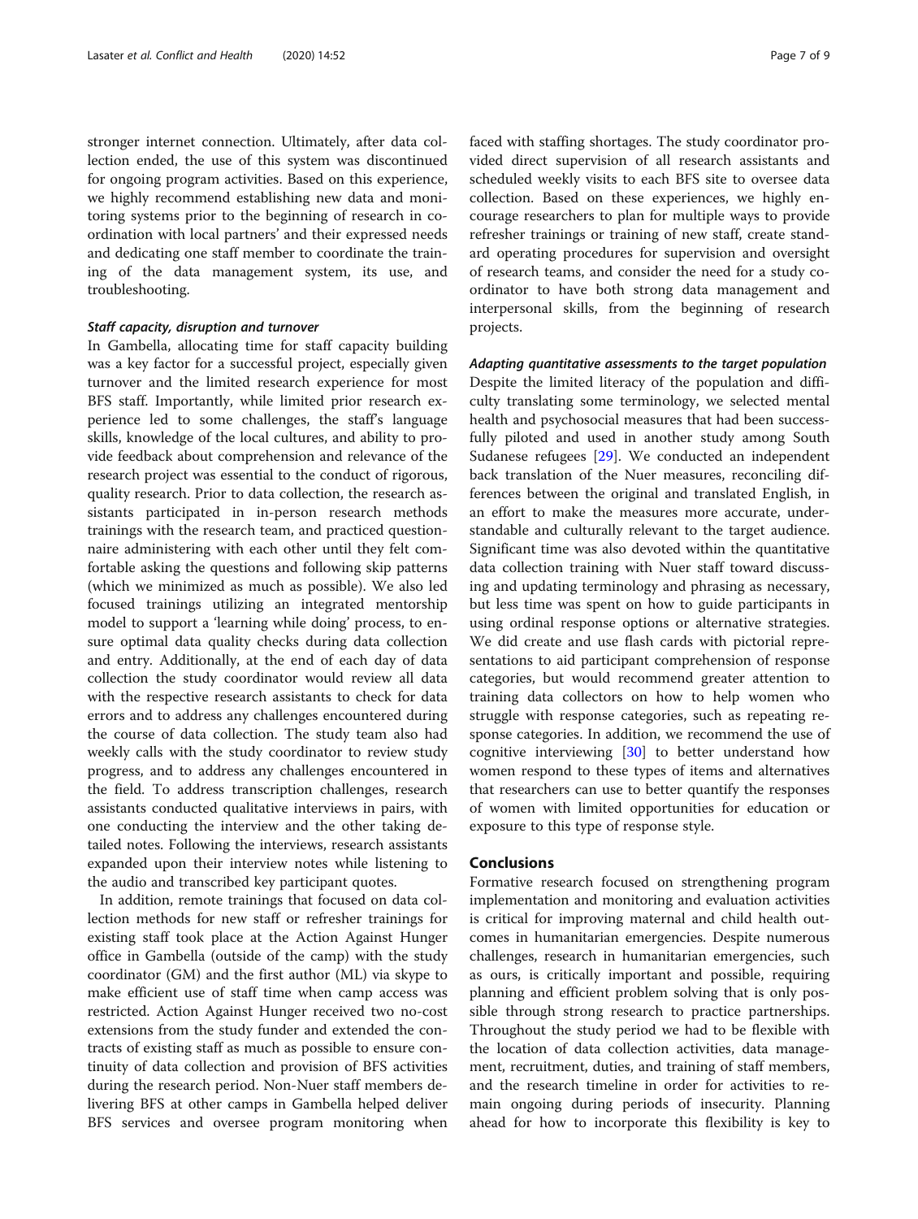stronger internet connection. Ultimately, after data collection ended, the use of this system was discontinued for ongoing program activities. Based on this experience, we highly recommend establishing new data and monitoring systems prior to the beginning of research in coordination with local partners' and their expressed needs and dedicating one staff member to coordinate the training of the data management system, its use, and troubleshooting.

#### *Staff capacity, disruption and turnover*

In Gambella, allocating time for staff capacity building was a key factor for a successful project, especially given turnover and the limited research experience for most BFS staff. Importantly, while limited prior research experience led to some challenges, the staff's language skills, knowledge of the local cultures, and ability to provide feedback about comprehension and relevance of the research project was essential to the conduct of rigorous, quality research. Prior to data collection, the research assistants participated in in-person research methods trainings with the research team, and practiced questionnaire administering with each other until they felt comfortable asking the questions and following skip patterns (which we minimized as much as possible). We also led focused trainings utilizing an integrated mentorship model to support a 'learning while doing' process, to ensure optimal data quality checks during data collection and entry. Additionally, at the end of each day of data collection the study coordinator would review all data with the respective research assistants to check for data errors and to address any challenges encountered during the course of data collection. The study team also had weekly calls with the study coordinator to review study progress, and to address any challenges encountered in the field. To address transcription challenges, research assistants conducted qualitative interviews in pairs, with one conducting the interview and the other taking detailed notes. Following the interviews, research assistants expanded upon their interview notes while listening to the audio and transcribed key participant quotes.

In addition, remote trainings that focused on data collection methods for new staff or refresher trainings for existing staff took place at the Action Against Hunger office in Gambella (outside of the camp) with the study coordinator (GM) and the first author (ML) via skype to make efficient use of staff time when camp access was restricted. Action Against Hunger received two no-cost extensions from the study funder and extended the contracts of existing staff as much as possible to ensure continuity of data collection and provision of BFS activities during the research period. Non-Nuer staff members delivering BFS at other camps in Gambella helped deliver BFS services and oversee program monitoring when faced with staffing shortages. The study coordinator provided direct supervision of all research assistants and scheduled weekly visits to each BFS site to oversee data collection. Based on these experiences, we highly encourage researchers to plan for multiple ways to provide refresher trainings or training of new staff, create standard operating procedures for supervision and oversight of research teams, and consider the need for a study coordinator to have both strong data management and interpersonal skills, from the beginning of research projects.

#### *Adapting quantitative assessments to the target population*

Despite the limited literacy of the population and difficulty translating some terminology, we selected mental health and psychosocial measures that had been successfully piloted and used in another study among South Sudanese refugees [29]. We conducted an independent back translation of the Nuer measures, reconciling differences between the original and translated English, in an effort to make the measures more accurate, understandable and culturally relevant to the target audience. Significant time was also devoted within the quantitative data collection training with Nuer staff toward discussing and updating terminology and phrasing as necessary, but less time was spent on how to guide participants in using ordinal response options or alternative strategies. We did create and use flash cards with pictorial representations to aid participant comprehension of response categories, but would recommend greater attention to training data collectors on how to help women who struggle with response categories, such as repeating response categories. In addition, we recommend the use of cognitive interviewing [30] to better understand how women respond to these types of items and alternatives that researchers can use to better quantify the responses of women with limited opportunities for education or exposure to this type of response style.

## Conclusions

Formative research focused on strengthening program implementation and monitoring and evaluation activities is critical for improving maternal and child health outcomes in humanitarian emergencies. Despite numerous challenges, research in humanitarian emergencies, such as ours, is critically important and possible, requiring planning and efficient problem solving that is only possible through strong research to practice partnerships. Throughout the study period we had to be flexible with the location of data collection activities, data management, recruitment, duties, and training of staff members, and the research timeline in order for activities to remain ongoing during periods of insecurity. Planning ahead for how to incorporate this flexibility is key to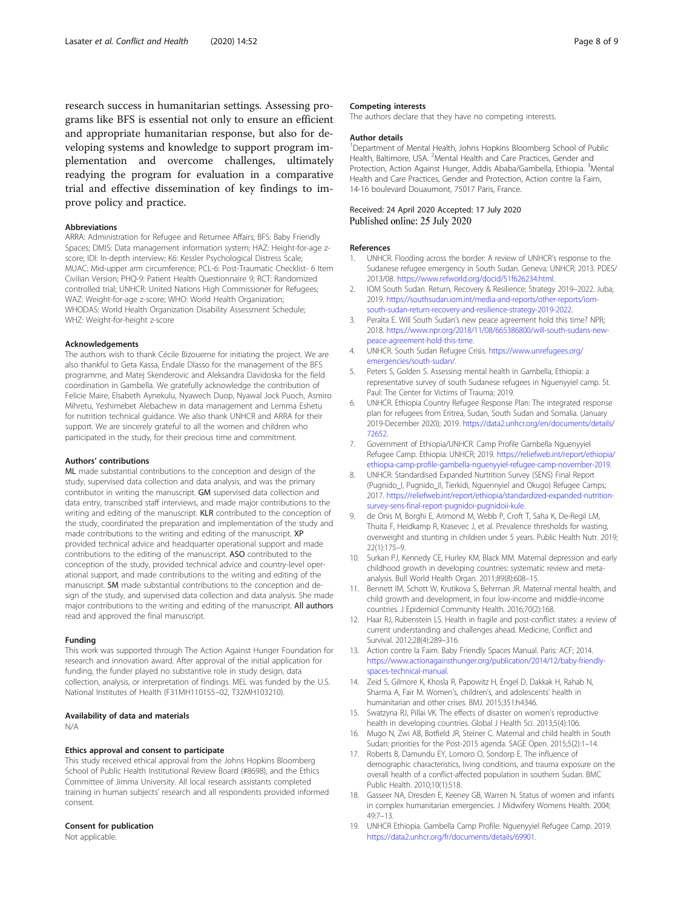research success in humanitarian settings. Assessing programs like BFS is essential not only to ensure an efficient and appropriate humanitarian response, but also for developing systems and knowledge to support program implementation and overcome challenges, ultimately readying the program for evaluation in a comparative trial and effective dissemination of key findings to improve policy and practice.

### Abbreviations

ARRA: Administration for Refugee and Returnee Affairs; BFS: Baby Friendly Spaces; DMIS: Data management information system; HAZ: Height-for-age z-score; IDI: In-depth interview; K6: Kessler Psychological Distress Scale; MUAC: Mid-upper arm circumference; PCL-6: Post-Traumatic Checklist- 6 Item Civilian Version; PHQ-9: Patient Health Questionnaire 9; RCT: Randomized controlled trial; UNHCR: United Nations High Commissioner for Refugees; WAZ: Weight-for-age z-score; WHO: World Health Organization; WHODAS: World Health Organization Disability Assessment Schedule; WHZ: Weight-for-height z-score

### Acknowledgements

The authors wish to thank Cécile Bizouerne for initiating the project. We are also thankful to Geta Kassa, Endale Dlasso for the management of the BFS programme, and Matej Skenderovic and Aleksandra Davidoska for the field coordination in Gambella. We gratefully acknowledge the contribution of Felicie Maire, Elsabeth Aynekulu, Nyawech Duop, Nyawal Jock Puoch, Asmiro Mihretu, Yeshimebet Alebachew in data management and Lemma Eshetu for nutrition technical guidance. We also thank UNHCR and ARRA for their support. We are sincerely grateful to all the women and children who participated in the study, for their precious time and commitment.

### Authors' contributions

**ML** made substantial contributions to the conception and design of the study, supervised data collection and data analysis, and was the primary contributor in writing the manuscript. **GM** supervised data collection and data entry, transcribed staff interviews, and made major contributions to the writing and editing of the manuscript. **KLR** contributed to the conception of the study, coordinated the preparation and implementation of the study and made contributions to the writing and editing of the manuscript. **XP** provided technical advice and headquarter operational support and made contributions to the editing of the manuscript. **ASO** contributed to the conception of the study, provided technical advice and country-level operational support, and made contributions to the writing and editing of the manuscript. **SM** made substantial contributions to the conception and design of the study, and supervised data collection and data analysis. She made major contributions to the writing and editing of the manuscript. **All authors** read and approved the final manuscript.

### Funding

This work was supported through The Action Against Hunger Foundation for research and innovation award. After approval of the initial application for funding, the funder played no substantive role in study design, data collection, analysis, or interpretation of findings. MEL was funded by the U.S. National Institutes of Health (F31MH110155–02, T32MH103210).

### Availability of data and materials

N/A

### Ethics approval and consent to participate

This study received ethical approval from the Johns Hopkins Bloomberg School of Public Health Institutional Review Board (#8698), and the Ethics Committee of Jimma University. All local research assistants completed training in human subjects' research and all respondents provided informed consent.

### Consent for publication

Not applicable.

### Competing interests

The authors declare that they have no competing interests.

### Author details

[1]Department of Mental Health, Johns Hopkins Bloomberg School of Public Health, Baltimore, USA. [2]Mental Health and Care Practices, Gender and Protection, Action Against Hunger, Addis Ababa/Gambella, Ethiopia. [3]Mental Health and Care Practices, Gender and Protection, Action contre la Faim, 14-16 boulevard Douaumont, 75017 Paris, France.

Received: 24 April 2020 Accepted: 17 July 2020
Published online: 25 July 2020

### References

1. UNHCR. Flooding across the border: A review of UNHCR's response to the Sudanese refugee emergency in South Sudan. Geneva: UNHCR; 2013. PDES/2013/08. https://www.refworld.org/docid/51f626234.html.
2. IOM South Sudan. Return, Recovery & Resilience: Strategy 2019–2022. Juba; 2019. https://southsudan.iom.int/media-and-reports/other-reports/iom-south-sudan-return-recovery-and-resilience-strategy-2019-2022.
3. Peralta E. Will South Sudan's new peace agreement hold this time? NPR; 2018. https://www.npr.org/2018/11/08/665386800/will-south-sudans-new-peace-agreement-hold-this-time.
4. UNHCR. South Sudan Refugee Crisis. https://www.unrefugees.org/emergencies/south-sudan/.
5. Peters S, Golden S. Assessing mental health in Gambella, Ethiopia: a representative survey of south Sudanese refugees in Nguenyyiel camp. St. Paul: The Center for Victims of Trauma; 2019.
6. UNHCR. Ethiopia Country Refugee Response Plan: The integrated response plan for refugees from Eritrea, Sudan, South Sudan and Somalia. (January 2019-December 2020); 2019. https://data2.unhcr.org/en/documents/details/72652.
7. Government of Ethiopia/UNHCR. Camp Profile Gambella Nguenyyiel Refugee Camp. Ethiopia: UNHCR; 2019. https://reliefweb.int/report/ethiopia/ethiopia-camp-profile-gambella-nguenyyiel-refugee-camp-november-2019.
8. UNHCR: Standardised Expanded Nurtrition Survey (SENS) Final Report (Pugnido_I, Pugnido_II, Tierkidi, Nguennyiel and Okugo) Refugee Camps; 2017. https://reliefweb.int/report/ethiopia/standardized-expanded-nutrition-survey-sens-final-report-pugnidoi-pugnidoii-kule.
9. de Onis M, Borghi E, Arimond M, Webb P, Croft T, Saha K, De-Regil LM, Thuita F, Heidkamp R, Krasevec J, et al. Prevalence thresholds for wasting, overweight and stunting in children under 5 years. Public Health Nutr. 2019; 22(1):175–9.
10. Surkan PJ, Kennedy CE, Hurley KM, Black MM. Maternal depression and early childhood growth in developing countries: systematic review and meta-analysis. Bull World Health Organ. 2011;89(8):608–15.
11. Bennett IM, Schott W, Krutikova S, Behrman JR. Maternal mental health, and child growth and development, in four low-income and middle-income countries. J Epidemiol Community Health. 2016;70(2):168.
12. Haar RJ, Rubenstein LS. Health in fragile and post-conflict states: a review of current understanding and challenges ahead. Medicine, Conflict and Survival. 2012;28(4):289–316.
13. Action contre la Faim. Baby Friendly Spaces Manual. Paris: ACF; 2014. https://www.actionagainsthunger.org/publication/2014/12/baby-friendly-spaces-technical-manual.
14. Zeid S, Gilmore K, Khosla R, Papowitz H, Engel D, Dakkak H, Rahab N, Sharma A, Fair M. Women's, children's, and adolescents' health in humanitarian and other crises. BMJ. 2015;351:h4346.
15. Swatzyna RJ, Pillai VK. The effects of disaster on women's reproductive health in developing countries. Global J Health Sci. 2013;5(4):106.
16. Mugo N, Zwi AB, Botfield JR, Steiner C. Maternal and child health in South Sudan: priorities for the Post-2015 agenda. SAGE Open. 2015;5(2):1–14.
17. Roberts B, Damundu EY, Lomoro O, Sondorp E. The influence of demographic characteristics, living conditions, and trauma exposure on the overall health of a conflict-affected population in southern Sudan. BMC Public Health. 2010;10(1):518.
18. Gasseer NA, Dresden E, Keeney GB, Warren N. Status of women and infants in complex humanitarian emergencies. J Midwifery Womens Health. 2004; 49:7–13.
19. UNHCR Ethiopia. Gambella Camp Profile: Nguenyyiel Refugee Camp. 2019. https://data2.unhcr.org/fr/documents/details/69901.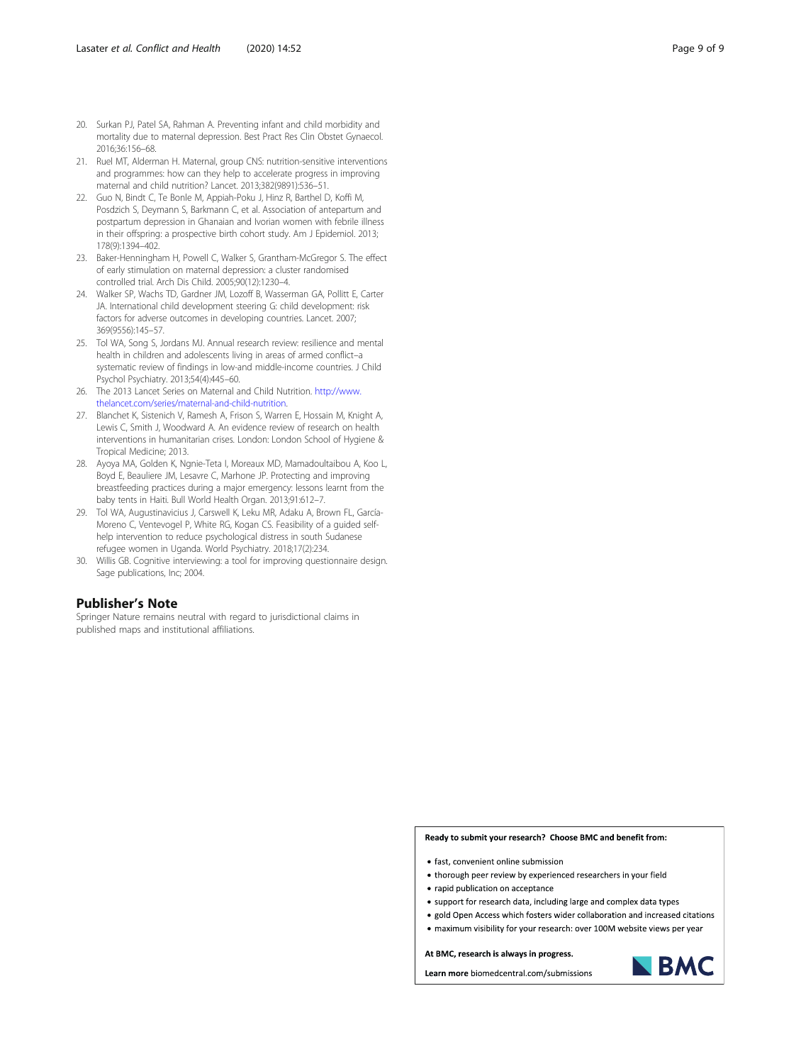20. Surkan PJ, Patel SA, Rahman A. Preventing infant and child morbidity and mortality due to maternal depression. Best Pract Res Clin Obstet Gynaecol. 2016;36:156–68.
21. Ruel MT, Alderman H. Maternal, group CNS: nutrition-sensitive interventions and programmes: how can they help to accelerate progress in improving maternal and child nutrition? Lancet. 2013;382(9891):536–51.
22. Guo N, Bindt C, Te Bonle M, Appiah-Poku J, Hinz R, Barthel D, Koffi M, Posdzich S, Deymann S, Barkmann C, et al. Association of antepartum and postpartum depression in Ghanaian and Ivorian women with febrile illness in their offspring: a prospective birth cohort study. Am J Epidemiol. 2013; 178(9):1394–402.
23. Baker-Henningham H, Powell C, Walker S, Grantham-McGregor S. The effect of early stimulation on maternal depression: a cluster randomised controlled trial. Arch Dis Child. 2005;90(12):1230–4.
24. Walker SP, Wachs TD, Gardner JM, Lozoff B, Wasserman GA, Pollitt E, Carter JA. International child development steering G: child development: risk factors for adverse outcomes in developing countries. Lancet. 2007; 369(9556):145–57.
25. Tol WA, Song S, Jordans MJ. Annual research review: resilience and mental health in children and adolescents living in areas of armed conflict–a systematic review of findings in low-and middle-income countries. J Child Psychol Psychiatry. 2013;54(4):445–60.
26. The 2013 Lancet Series on Maternal and Child Nutrition. http://www.thelancet.com/series/maternal-and-child-nutrition.
27. Blanchet K, Sistenich V, Ramesh A, Frison S, Warren E, Hossain M, Knight A, Lewis C, Smith J, Woodward A. An evidence review of research on health interventions in humanitarian crises. London: London School of Hygiene & Tropical Medicine; 2013.
28. Ayoya MA, Golden K, Ngnie-Teta I, Moreaux MD, Mamadoultaibou A, Koo L, Boyd E, Beauliere JM, Lesavre C, Marhone JP. Protecting and improving breastfeeding practices during a major emergency: lessons learnt from the baby tents in Haiti. Bull World Health Organ. 2013;91:612–7.
29. Tol WA, Augustinavicius J, Carswell K, Leku MR, Adaku A, Brown FL, García-Moreno C, Ventevogel P, White RG, Kogan CS. Feasibility of a guided self-help intervention to reduce psychological distress in south Sudanese refugee women in Uganda. World Psychiatry. 2018;17(2):234.
30. Willis GB. Cognitive interviewing: a tool for improving questionnaire design. Sage publications, Inc; 2004.

## Publisher's Note

Springer Nature remains neutral with regard to jurisdictional claims in published maps and institutional affiliations.

**Ready to submit your research? Choose BMC and benefit from:**

- fast, convenient online submission
- thorough peer review by experienced researchers in your field
- rapid publication on acceptance
- support for research data, including large and complex data types
- gold Open Access which fosters wider collaboration and increased citations
- maximum visibility for your research: over 100M website views per year

**At BMC, research is always in progress.**

**Learn more** biomedcentral.com/submissions

BMC